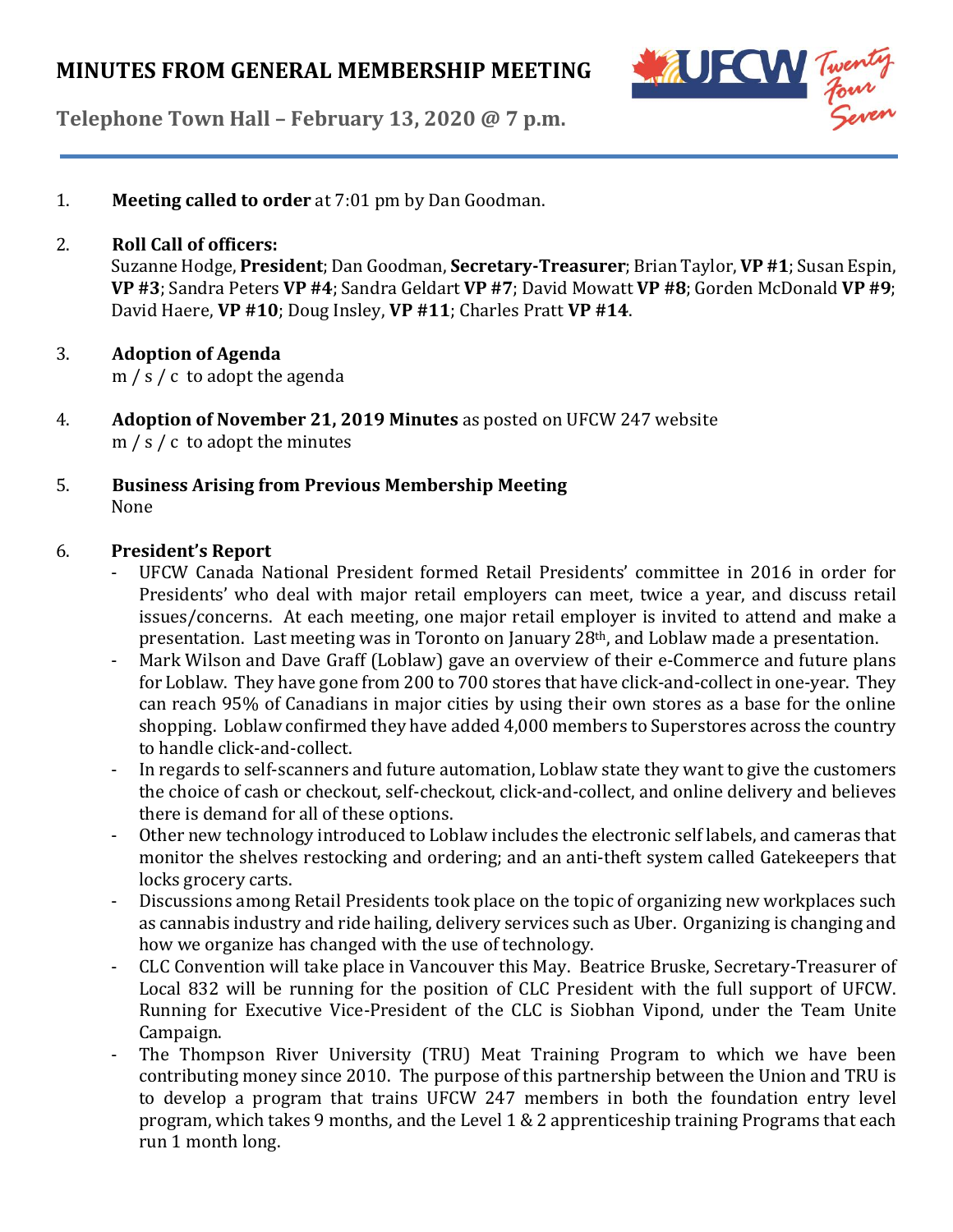# MINUTES FROM GENERAL MEMBERSHIP MEETING

**Telephone Town Hall – February 13, 2020 @ 7 p.m.**

1. **Meeting called to order** at 7:01 pm by Dan Goodman.

2. **Roll Call of officers:**
   Suzanne Hodge, **President**; Dan Goodman, **Secretary-Treasurer**; Brian Taylor, **VP #1**; Susan Espin, **VP #3**; Sandra Peters **VP #4**; Sandra Geldart **VP #7**; David Mowatt **VP #8**; Gorden McDonald **VP #9**; David Haere, **VP #10**; Doug Insley, **VP #11**; Charles Pratt **VP #14**.

3. **Adoption of Agenda**
   m / s / c to adopt the agenda

4. **Adoption of November 21, 2019 Minutes** as posted on UFCW 247 website
   m / s / c to adopt the minutes

5. **Business Arising from Previous Membership Meeting**
   None

6. **President's Report**
   - UFCW Canada National President formed Retail Presidents' committee in 2016 in order for Presidents' who deal with major retail employers can meet, twice a year, and discuss retail issues/concerns. At each meeting, one major retail employer is invited to attend and make a presentation. Last meeting was in Toronto on January 28th, and Loblaw made a presentation.
   - Mark Wilson and Dave Graff (Loblaw) gave an overview of their e-Commerce and future plans for Loblaw. They have gone from 200 to 700 stores that have click-and-collect in one-year. They can reach 95% of Canadians in major cities by using their own stores as a base for the online shopping. Loblaw confirmed they have added 4,000 members to Superstores across the country to handle click-and-collect.
   - In regards to self-scanners and future automation, Loblaw state they want to give the customers the choice of cash or checkout, self-checkout, click-and-collect, and online delivery and believes there is demand for all of these options.
   - Other new technology introduced to Loblaw includes the electronic self labels, and cameras that monitor the shelves restocking and ordering; and an anti-theft system called Gatekeepers that locks grocery carts.
   - Discussions among Retail Presidents took place on the topic of organizing new workplaces such as cannabis industry and ride hailing, delivery services such as Uber. Organizing is changing and how we organize has changed with the use of technology.
   - CLC Convention will take place in Vancouver this May. Beatrice Bruske, Secretary-Treasurer of Local 832 will be running for the position of CLC President with the full support of UFCW. Running for Executive Vice-President of the CLC is Siobhan Vipond, under the Team Unite Campaign.
   - The Thompson River University (TRU) Meat Training Program to which we have been contributing money since 2010. The purpose of this partnership between the Union and TRU is to develop a program that trains UFCW 247 members in both the foundation entry level program, which takes 9 months, and the Level 1 & 2 apprenticeship training Programs that each run 1 month long.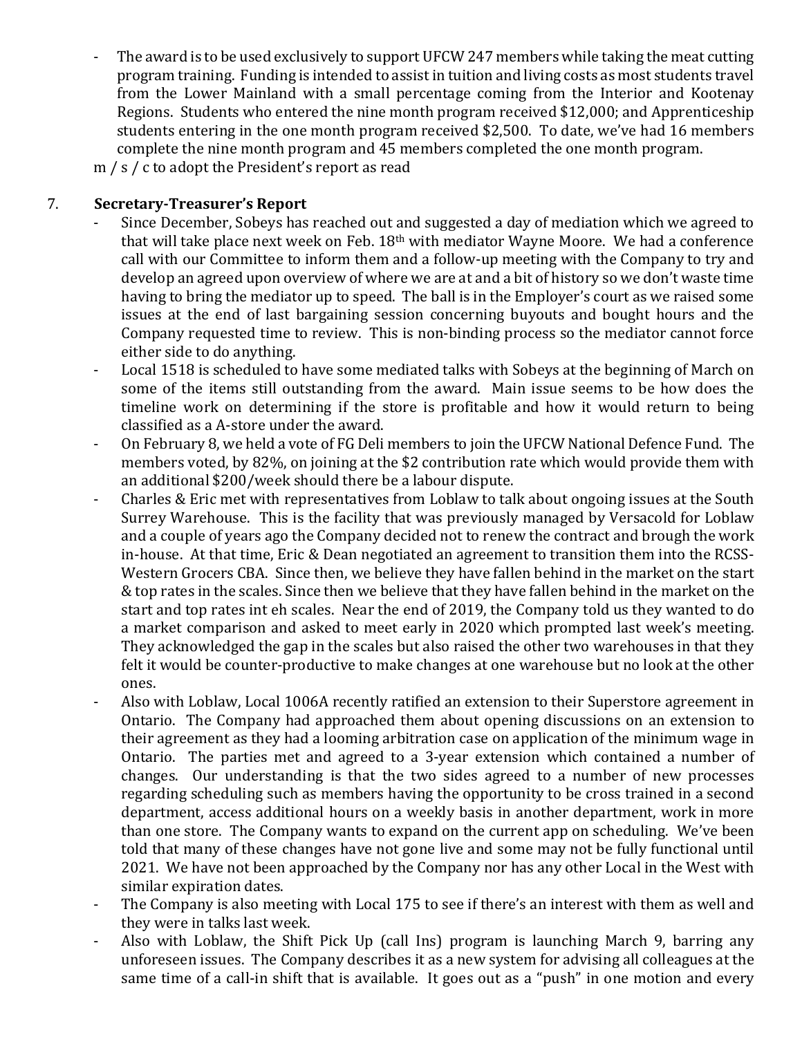- The award is to be used exclusively to support UFCW 247 members while taking the meat cutting program training. Funding is intended to assist in tuition and living costs as most students travel from the Lower Mainland with a small percentage coming from the Interior and Kootenay Regions. Students who entered the nine month program received $12,000; and Apprenticeship students entering in the one month program received $2,500. To date, we've had 16 members complete the nine month program and 45 members completed the one month program.

m / s / c to adopt the President's report as read

7. **Secretary-Treasurer's Report**

- Since December, Sobeys has reached out and suggested a day of mediation which we agreed to that will take place next week on Feb. 18th with mediator Wayne Moore. We had a conference call with our Committee to inform them and a follow-up meeting with the Company to try and develop an agreed upon overview of where we are at and a bit of history so we don't waste time having to bring the mediator up to speed. The ball is in the Employer's court as we raised some issues at the end of last bargaining session concerning buyouts and bought hours and the Company requested time to review. This is non-binding process so the mediator cannot force either side to do anything.
- Local 1518 is scheduled to have some mediated talks with Sobeys at the beginning of March on some of the items still outstanding from the award. Main issue seems to be how does the timeline work on determining if the store is profitable and how it would return to being classified as a A-store under the award.
- On February 8, we held a vote of FG Deli members to join the UFCW National Defence Fund. The members voted, by 82%, on joining at the $2 contribution rate which would provide them with an additional $200/week should there be a labour dispute.
- Charles & Eric met with representatives from Loblaw to talk about ongoing issues at the South Surrey Warehouse. This is the facility that was previously managed by Versacold for Loblaw and a couple of years ago the Company decided not to renew the contract and brough the work in-house. At that time, Eric & Dean negotiated an agreement to transition them into the RCSS-Western Grocers CBA. Since then, we believe they have fallen behind in the market on the start & top rates in the scales. Since then we believe that they have fallen behind in the market on the start and top rates int eh scales. Near the end of 2019, the Company told us they wanted to do a market comparison and asked to meet early in 2020 which prompted last week's meeting. They acknowledged the gap in the scales but also raised the other two warehouses in that they felt it would be counter-productive to make changes at one warehouse but no look at the other ones.
- Also with Loblaw, Local 1006A recently ratified an extension to their Superstore agreement in Ontario. The Company had approached them about opening discussions on an extension to their agreement as they had a looming arbitration case on application of the minimum wage in Ontario. The parties met and agreed to a 3-year extension which contained a number of changes. Our understanding is that the two sides agreed to a number of new processes regarding scheduling such as members having the opportunity to be cross trained in a second department, access additional hours on a weekly basis in another department, work in more than one store. The Company wants to expand on the current app on scheduling. We've been told that many of these changes have not gone live and some may not be fully functional until 2021. We have not been approached by the Company nor has any other Local in the West with similar expiration dates.
- The Company is also meeting with Local 175 to see if there's an interest with them as well and they were in talks last week.
- Also with Loblaw, the Shift Pick Up (call Ins) program is launching March 9, barring any unforeseen issues. The Company describes it as a new system for advising all colleagues at the same time of a call-in shift that is available. It goes out as a "push" in one motion and every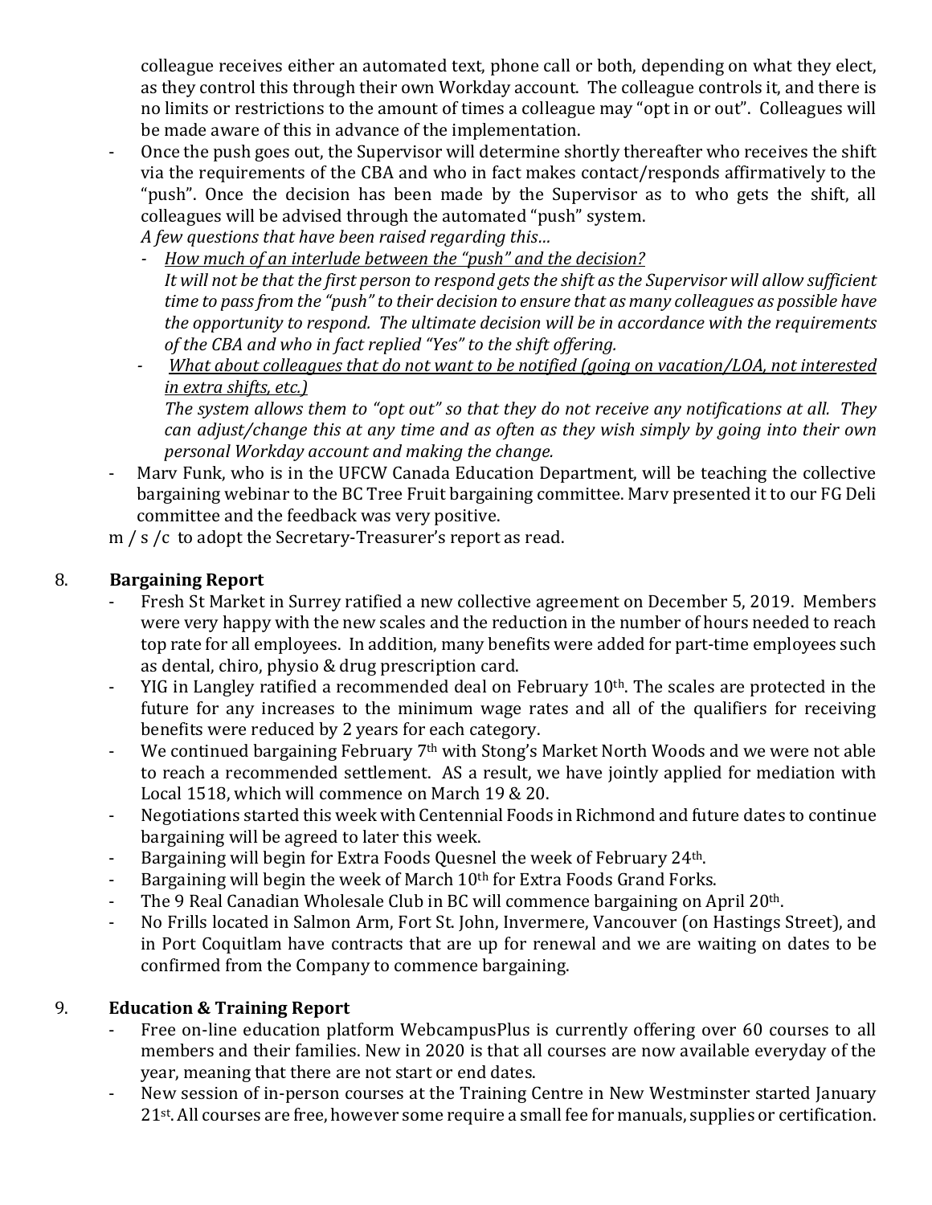colleague receives either an automated text, phone call or both, depending on what they elect, as they control this through their own Workday account. The colleague controls it, and there is no limits or restrictions to the amount of times a colleague may "opt in or out". Colleagues will be made aware of this in advance of the implementation.

- Once the push goes out, the Supervisor will determine shortly thereafter who receives the shift via the requirements of the CBA and who in fact makes contact/responds affirmatively to the "push". Once the decision has been made by the Supervisor as to who gets the shift, all colleagues will be advised through the automated "push" system.
  *A few questions that have been raised regarding this…*
  - *How much of an interlude between the "push" and the decision?*
    *It will not be that the first person to respond gets the shift as the Supervisor will allow sufficient time to pass from the "push" to their decision to ensure that as many colleagues as possible have the opportunity to respond. The ultimate decision will be in accordance with the requirements of the CBA and who in fact replied "Yes" to the shift offering.*
  - *What about colleagues that do not want to be notified (going on vacation/LOA, not interested in extra shifts, etc.)*
    *The system allows them to "opt out" so that they do not receive any notifications at all. They can adjust/change this at any time and as often as they wish simply by going into their own personal Workday account and making the change.*
- Marv Funk, who is in the UFCW Canada Education Department, will be teaching the collective bargaining webinar to the BC Tree Fruit bargaining committee. Marv presented it to our FG Deli committee and the feedback was very positive.

m / s /c to adopt the Secretary-Treasurer's report as read.

## 8. Bargaining Report

- Fresh St Market in Surrey ratified a new collective agreement on December 5, 2019. Members were very happy with the new scales and the reduction in the number of hours needed to reach top rate for all employees. In addition, many benefits were added for part-time employees such as dental, chiro, physio & drug prescription card.
- YIG in Langley ratified a recommended deal on February 10th. The scales are protected in the future for any increases to the minimum wage rates and all of the qualifiers for receiving benefits were reduced by 2 years for each category.
- We continued bargaining February 7th with Stong's Market North Woods and we were not able to reach a recommended settlement. AS a result, we have jointly applied for mediation with Local 1518, which will commence on March 19 & 20.
- Negotiations started this week with Centennial Foods in Richmond and future dates to continue bargaining will be agreed to later this week.
- Bargaining will begin for Extra Foods Quesnel the week of February 24th.
- Bargaining will begin the week of March 10th for Extra Foods Grand Forks.
- The 9 Real Canadian Wholesale Club in BC will commence bargaining on April 20th.
- No Frills located in Salmon Arm, Fort St. John, Invermere, Vancouver (on Hastings Street), and in Port Coquitlam have contracts that are up for renewal and we are waiting on dates to be confirmed from the Company to commence bargaining.

## 9. Education & Training Report

- Free on-line education platform WebcampusPlus is currently offering over 60 courses to all members and their families. New in 2020 is that all courses are now available everyday of the year, meaning that there are not start or end dates.
- New session of in-person courses at the Training Centre in New Westminster started January 21st. All courses are free, however some require a small fee for manuals, supplies or certification.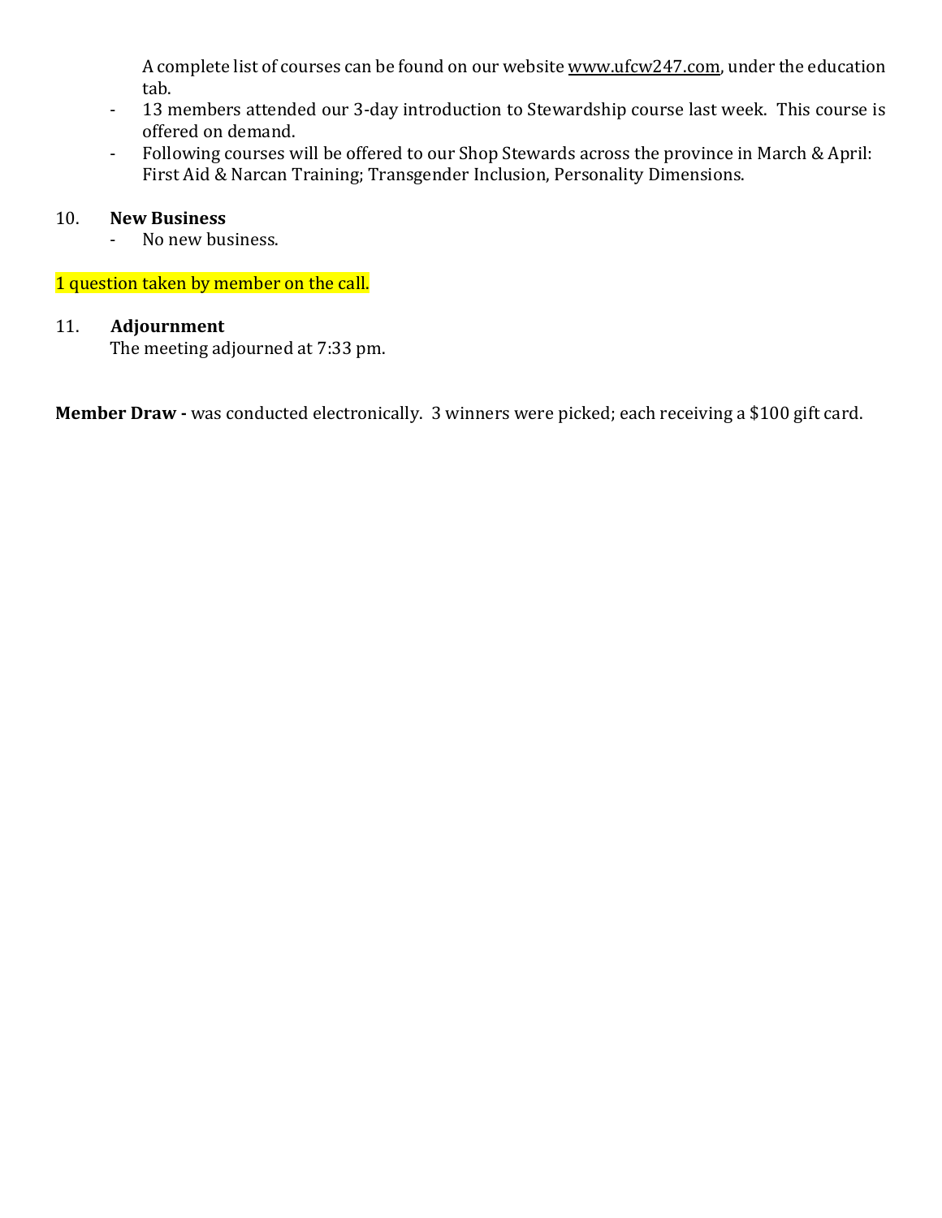A complete list of courses can be found on our website www.ufcw247.com, under the education tab.

- 13 members attended our 3-day introduction to Stewardship course last week. This course is offered on demand.
- Following courses will be offered to our Shop Stewards across the province in March & April: First Aid & Narcan Training; Transgender Inclusion, Personality Dimensions.

10. **New Business**
    - No new business.

1 question taken by member on the call.

11. **Adjournment**
    The meeting adjourned at 7:33 pm.

**Member Draw -** was conducted electronically. 3 winners were picked; each receiving a $100 gift card.